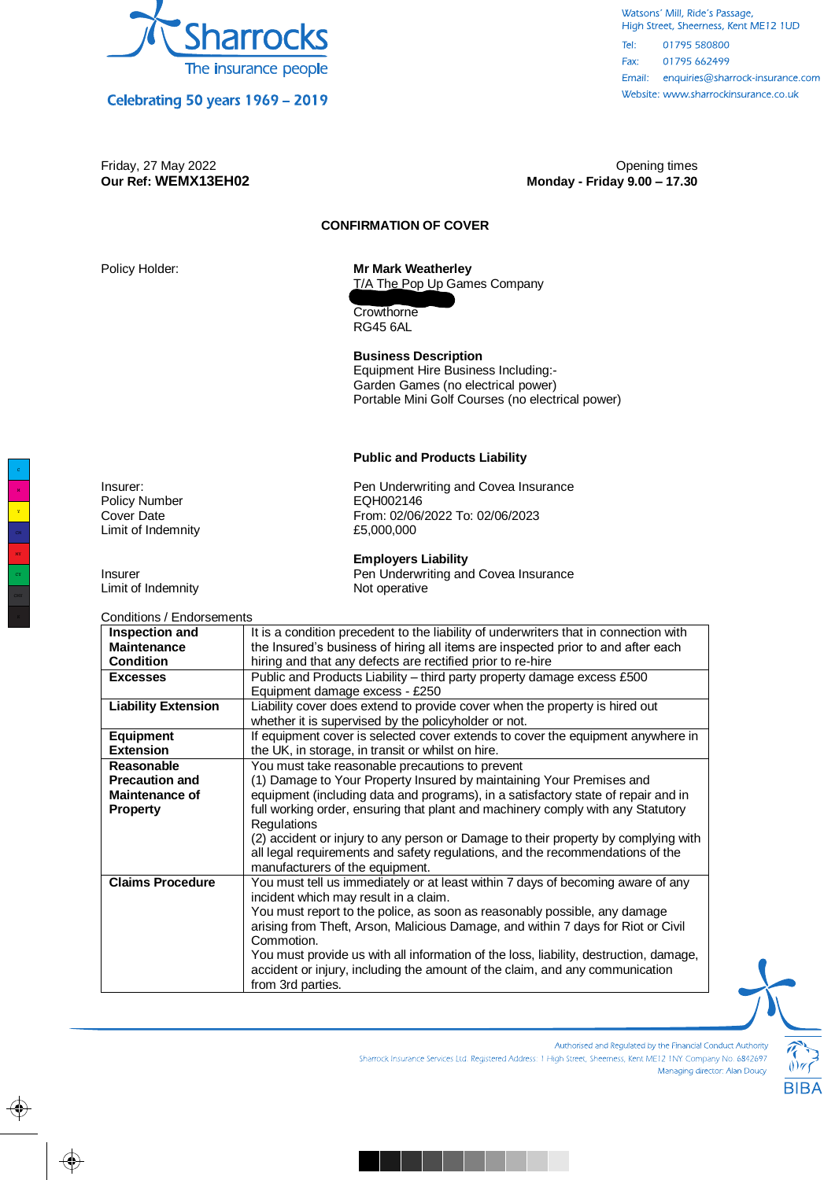Sharrocks
The insurance people

Celebrating 50 years 1969 – 2019

Watsons' Mill, Ride's Passage,
High Street, Sheerness, Kent ME12 1UD

Tel: 01795 580800
Fax: 01795 662499
Email: enquiries@sharrock-insurance.com
Website: www.sharrockinsurance.co.uk

Friday, 27 May 2022
**Our Ref: WEMX13EH02**

Opening times
**Monday - Friday 9.00 – 17.30**

## CONFIRMATION OF COVER

Policy Holder:

**Mr Mark Weatherley**
T/A The Pop Up Games Company

Crowthorne
RG45 6AL

**Business Description**
Equipment Hire Business Including:-
Garden Games (no electrical power)
Portable Mini Golf Courses (no electrical power)

**Public and Products Liability**

| | |
|---|---|
| Insurer: | Pen Underwriting and Covea Insurance |
| Policy Number | EQH002146 |
| Cover Date | From: 02/06/2022 To: 02/06/2023 |
| Limit of Indemnity | £5,000,000 |

**Employers Liability**

| | |
|---|---|
| Insurer | Pen Underwriting and Covea Insurance |
| Limit of Indemnity | Not operative |

Conditions / Endorsements

| | |
|---|---|
| **Inspection and Maintenance Condition** | It is a condition precedent to the liability of underwriters that in connection with the Insured's business of hiring all items are inspected prior to and after each hiring and that any defects are rectified prior to re-hire |
| **Excesses** | Public and Products Liability – third party property damage excess £500<br>Equipment damage excess - £250 |
| **Liability Extension** | Liability cover does extend to provide cover when the property is hired out whether it is supervised by the policyholder or not. |
| **Equipment Extension** | If equipment cover is selected cover extends to cover the equipment anywhere in the UK, in storage, in transit or whilst on hire. |
| **Reasonable Precaution and Maintenance of Property** | You must take reasonable precautions to prevent<br>(1) Damage to Your Property Insured by maintaining Your Premises and equipment (including data and programs), in a satisfactory state of repair and in full working order, ensuring that plant and machinery comply with any Statutory Regulations<br>(2) accident or injury to any person or Damage to their property by complying with all legal requirements and safety regulations, and the recommendations of the manufacturers of the equipment. |
| **Claims Procedure** | You must tell us immediately or at least within 7 days of becoming aware of any incident which may result in a claim.<br>You must report to the police, as soon as reasonably possible, any damage arising from Theft, Arson, Malicious Damage, and within 7 days for Riot or Civil Commotion.<br>You must provide us with all information of the loss, liability, destruction, damage, accident or injury, including the amount of the claim, and any communication from 3rd parties. |

Authorised and Regulated by the Financial Conduct Authority
Sharrock Insurance Services Ltd. Registered Address: 1 High Street, Sheerness, Kent ME12 1NY Company No. 6842697
Managing director: Alan Doucy

BIBA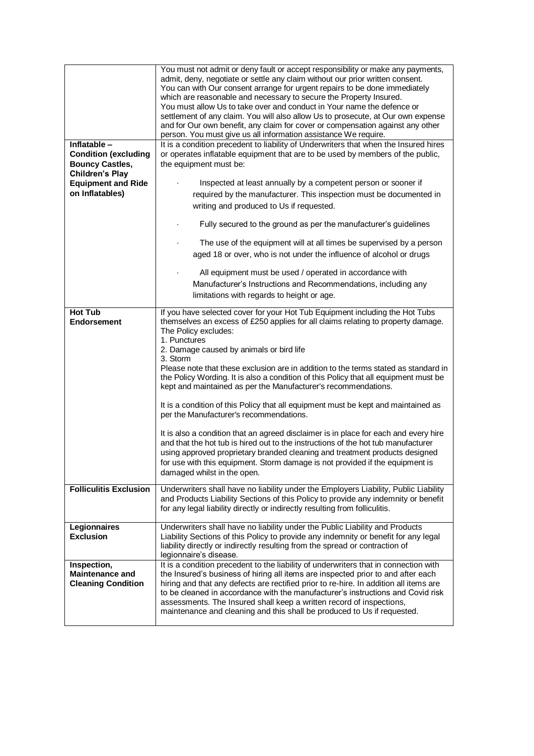| | |
|---|---|
| | You must not admit or deny fault or accept responsibility or make any payments, admit, deny, negotiate or settle any claim without our prior written consent. You can with Our consent arrange for urgent repairs to be done immediately which are reasonable and necessary to secure the Property Insured. You must allow Us to take over and conduct in Your name the defence or settlement of any claim. You will also allow Us to prosecute, at Our own expense and for Our own benefit, any claim for cover or compensation against any other person. You must give us all information assistance We require. |
| **Inflatable – Condition (excluding Bouncy Castles, Children's Play Equipment and Ride on Inflatables)** | It is a condition precedent to liability of Underwriters that when the Insured hires or operates inflatable equipment that are to be used by members of the public, the equipment must be:<br><br>· Inspected at least annually by a competent person or sooner if required by the manufacturer. This inspection must be documented in writing and produced to Us if requested.<br><br>· Fully secured to the ground as per the manufacturer's guidelines<br><br>· The use of the equipment will at all times be supervised by a person aged 18 or over, who is not under the influence of alcohol or drugs<br><br>· All equipment must be used / operated in accordance with Manufacturer's Instructions and Recommendations, including any limitations with regards to height or age. |
| **Hot Tub Endorsement** | If you have selected cover for your Hot Tub Equipment including the Hot Tubs themselves an excess of £250 applies for all claims relating to property damage. The Policy excludes:<br>1. Punctures<br>2. Damage caused by animals or bird life<br>3. Storm<br>Please note that these exclusion are in addition to the terms stated as standard in the Policy Wording. It is also a condition of this Policy that all equipment must be kept and maintained as per the Manufacturer's recommendations.<br><br>It is a condition of this Policy that all equipment must be kept and maintained as per the Manufacturer's recommendations.<br><br>It is also a condition that an agreed disclaimer is in place for each and every hire and that the hot tub is hired out to the instructions of the hot tub manufacturer using approved proprietary branded cleaning and treatment products designed for use with this equipment. Storm damage is not provided if the equipment is damaged whilst in the open. |
| **Folliculitis Exclusion** | Underwriters shall have no liability under the Employers Liability, Public Liability and Products Liability Sections of this Policy to provide any indemnity or benefit for any legal liability directly or indirectly resulting from folliculitis. |
| **Legionnaires Exclusion** | Underwriters shall have no liability under the Public Liability and Products Liability Sections of this Policy to provide any indemnity or benefit for any legal liability directly or indirectly resulting from the spread or contraction of legionnaire's disease. |
| **Inspection, Maintenance and Cleaning Condition** | It is a condition precedent to the liability of underwriters that in connection with the Insured's business of hiring all items are inspected prior to and after each hiring and that any defects are rectified prior to re-hire. In addition all items are to be cleaned in accordance with the manufacturer's instructions and Covid risk assessments. The Insured shall keep a written record of inspections, maintenance and cleaning and this shall be produced to Us if requested. |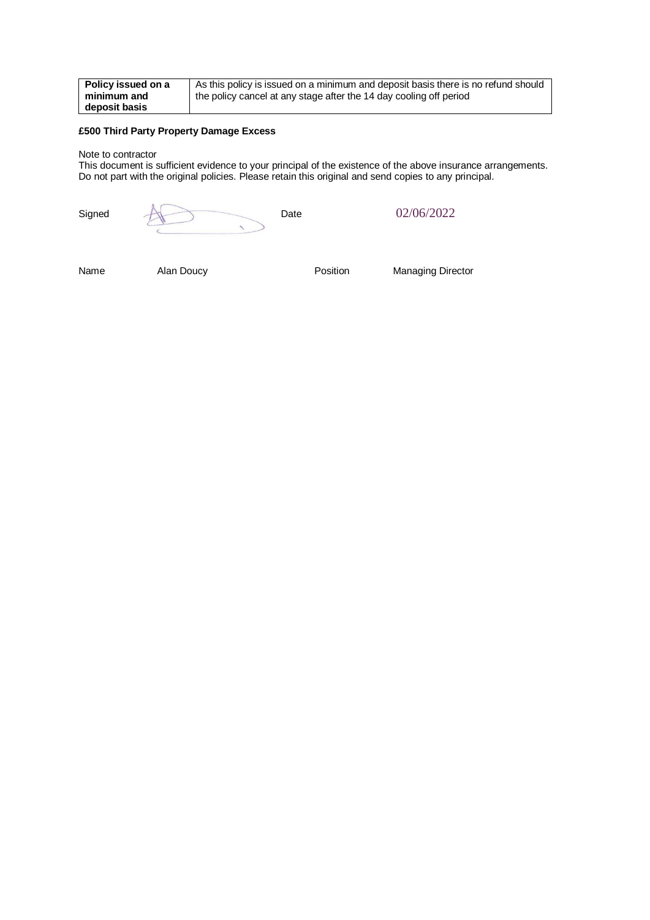| | |
|---|---|
| **Policy issued on a minimum and deposit basis** | As this policy is issued on a minimum and deposit basis there is no refund should the policy cancel at any stage after the 14 day cooling off period |

**£500 Third Party Property Damage Excess**

Note to contractor
This document is sufficient evidence to your principal of the existence of the above insurance arrangements. Do not part with the original policies. Please retain this original and send copies to any principal.

Signed Date 02/06/2022

Name Alan Doucy Position Managing Director